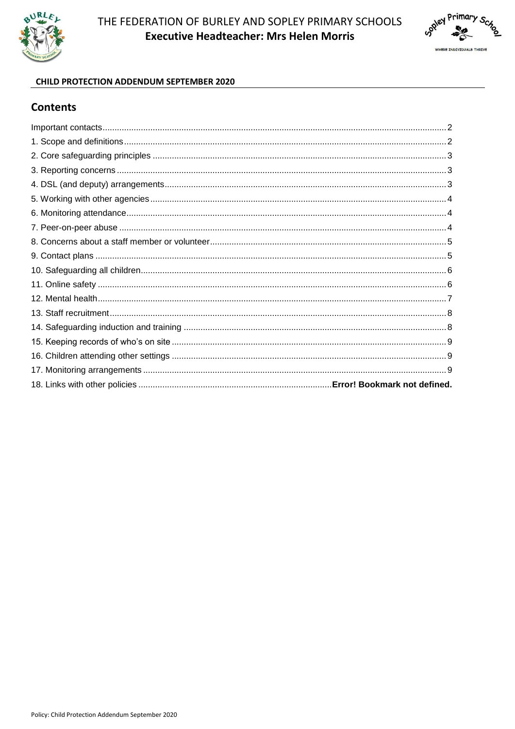THE FEDERATION OF BURLEY AND SOPLEY PRIMARY SCHOOLS
**Executive Headteacher: Mrs Helen Morris**

**CHILD PROTECTION ADDENDUM SEPTEMBER 2020**

## Contents

Important contacts 2
1. Scope and definitions 2
2. Core safeguarding principles 3
3. Reporting concerns 3
4. DSL (and deputy) arrangements 3
5. Working with other agencies 4
6. Monitoring attendance 4
7. Peer-on-peer abuse 4
8. Concerns about a staff member or volunteer 5
9. Contact plans 5
10. Safeguarding all children 6
11. Online safety 6
12. Mental health 7
13. Staff recruitment 8
14. Safeguarding induction and training 8
15. Keeping records of who's on site 9
16. Children attending other settings 9
17. Monitoring arrangements 9
18. Links with other policies **Error! Bookmark not defined.**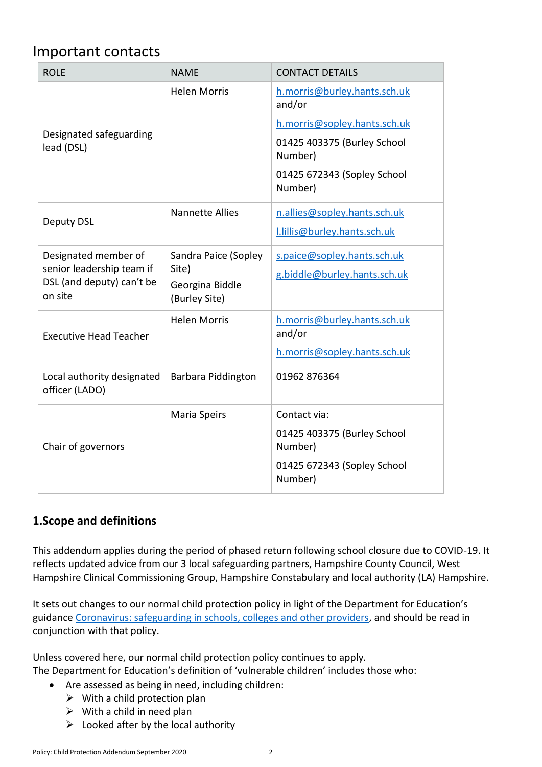## Important contacts

| ROLE | NAME | CONTACT DETAILS |
|---|---|---|
| Designated safeguarding lead (DSL) | Helen Morris | h.morris@burley.hants.sch.uk and/or h.morris@sopley.hants.sch.uk 01425 403375 (Burley School Number) 01425 672343 (Sopley School Number) |
| Deputy DSL | Nannette Allies | n.allies@sopley.hants.sch.uk l.lillis@burley.hants.sch.uk |
| Designated member of senior leadership team if DSL (and deputy) can't be on site | Sandra Paice (Sopley Site) Georgina Biddle (Burley Site) | s.paice@sopley.hants.sch.uk g.biddle@burley.hants.sch.uk |
| Executive Head Teacher | Helen Morris | h.morris@burley.hants.sch.uk and/or h.morris@sopley.hants.sch.uk |
| Local authority designated officer (LADO) | Barbara Piddington | 01962 876364 |
| Chair of governors | Maria Speirs | Contact via: 01425 403375 (Burley School Number) 01425 672343 (Sopley School Number) |

### 1.Scope and definitions

This addendum applies during the period of phased return following school closure due to COVID-19. It reflects updated advice from our 3 local safeguarding partners, Hampshire County Council, West Hampshire Clinical Commissioning Group, Hampshire Constabulary and local authority (LA) Hampshire.

It sets out changes to our normal child protection policy in light of the Department for Education's guidance Coronavirus: safeguarding in schools, colleges and other providers, and should be read in conjunction with that policy.

Unless covered here, our normal child protection policy continues to apply.
The Department for Education's definition of 'vulnerable children' includes those who:

- Are assessed as being in need, including children:
    - With a child protection plan
    - With a child in need plan
    - Looked after by the local authority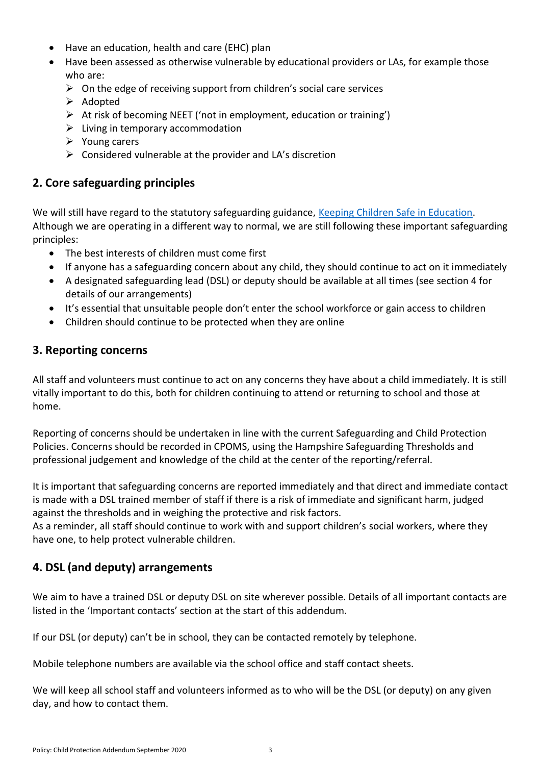- Have an education, health and care (EHC) plan
- Have been assessed as otherwise vulnerable by educational providers or LAs, for example those who are:
  - On the edge of receiving support from children's social care services
  - Adopted
  - At risk of becoming NEET ('not in employment, education or training')
  - Living in temporary accommodation
  - Young carers
  - Considered vulnerable at the provider and LA's discretion

## 2. Core safeguarding principles

We will still have regard to the statutory safeguarding guidance, [Keeping Children Safe in Education](). Although we are operating in a different way to normal, we are still following these important safeguarding principles:

- The best interests of children must come first
- If anyone has a safeguarding concern about any child, they should continue to act on it immediately
- A designated safeguarding lead (DSL) or deputy should be available at all times (see section 4 for details of our arrangements)
- It's essential that unsuitable people don't enter the school workforce or gain access to children
- Children should continue to be protected when they are online

## 3. Reporting concerns

All staff and volunteers must continue to act on any concerns they have about a child immediately. It is still vitally important to do this, both for children continuing to attend or returning to school and those at home.

Reporting of concerns should be undertaken in line with the current Safeguarding and Child Protection Policies. Concerns should be recorded in CPOMS, using the Hampshire Safeguarding Thresholds and professional judgement and knowledge of the child at the center of the reporting/referral.

It is important that safeguarding concerns are reported immediately and that direct and immediate contact is made with a DSL trained member of staff if there is a risk of immediate and significant harm, judged against the thresholds and in weighing the protective and risk factors.
As a reminder, all staff should continue to work with and support children's social workers, where they have one, to help protect vulnerable children.

## 4. DSL (and deputy) arrangements

We aim to have a trained DSL or deputy DSL on site wherever possible. Details of all important contacts are listed in the 'Important contacts' section at the start of this addendum.

If our DSL (or deputy) can't be in school, they can be contacted remotely by telephone.

Mobile telephone numbers are available via the school office and staff contact sheets.

We will keep all school staff and volunteers informed as to who will be the DSL (or deputy) on any given day, and how to contact them.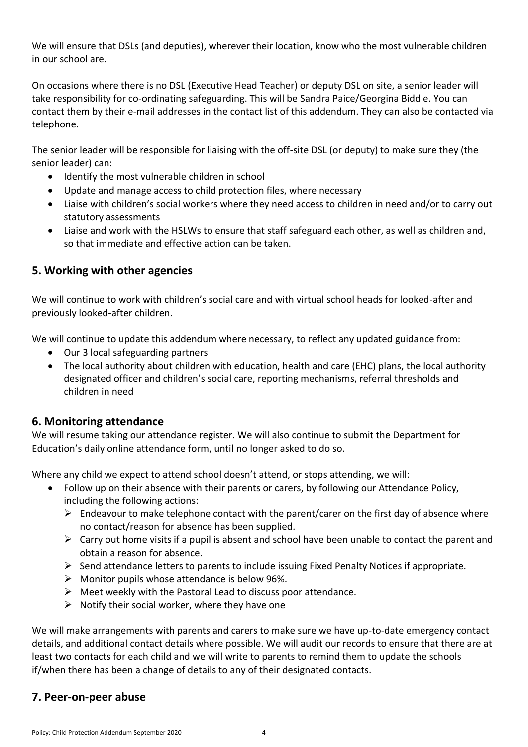We will ensure that DSLs (and deputies), wherever their location, know who the most vulnerable children in our school are.

On occasions where there is no DSL (Executive Head Teacher) or deputy DSL on site, a senior leader will take responsibility for co-ordinating safeguarding. This will be Sandra Paice/Georgina Biddle. You can contact them by their e-mail addresses in the contact list of this addendum. They can also be contacted via telephone.

The senior leader will be responsible for liaising with the off-site DSL (or deputy) to make sure they (the senior leader) can:

- Identify the most vulnerable children in school
- Update and manage access to child protection files, where necessary
- Liaise with children's social workers where they need access to children in need and/or to carry out statutory assessments
- Liaise and work with the HSLWs to ensure that staff safeguard each other, as well as children and, so that immediate and effective action can be taken.

## 5. Working with other agencies

We will continue to work with children's social care and with virtual school heads for looked-after and previously looked-after children.

We will continue to update this addendum where necessary, to reflect any updated guidance from:

- Our 3 local safeguarding partners
- The local authority about children with education, health and care (EHC) plans, the local authority designated officer and children's social care, reporting mechanisms, referral thresholds and children in need

## 6. Monitoring attendance

We will resume taking our attendance register. We will also continue to submit the Department for Education's daily online attendance form, until no longer asked to do so.

Where any child we expect to attend school doesn't attend, or stops attending, we will:

- Follow up on their absence with their parents or carers, by following our Attendance Policy, including the following actions:
  - Endeavour to make telephone contact with the parent/carer on the first day of absence where no contact/reason for absence has been supplied.
  - Carry out home visits if a pupil is absent and school have been unable to contact the parent and obtain a reason for absence.
  - Send attendance letters to parents to include issuing Fixed Penalty Notices if appropriate.
  - Monitor pupils whose attendance is below 96%.
  - Meet weekly with the Pastoral Lead to discuss poor attendance.
  - Notify their social worker, where they have one

We will make arrangements with parents and carers to make sure we have up-to-date emergency contact details, and additional contact details where possible. We will audit our records to ensure that there are at least two contacts for each child and we will write to parents to remind them to update the schools if/when there has been a change of details to any of their designated contacts.

## 7. Peer-on-peer abuse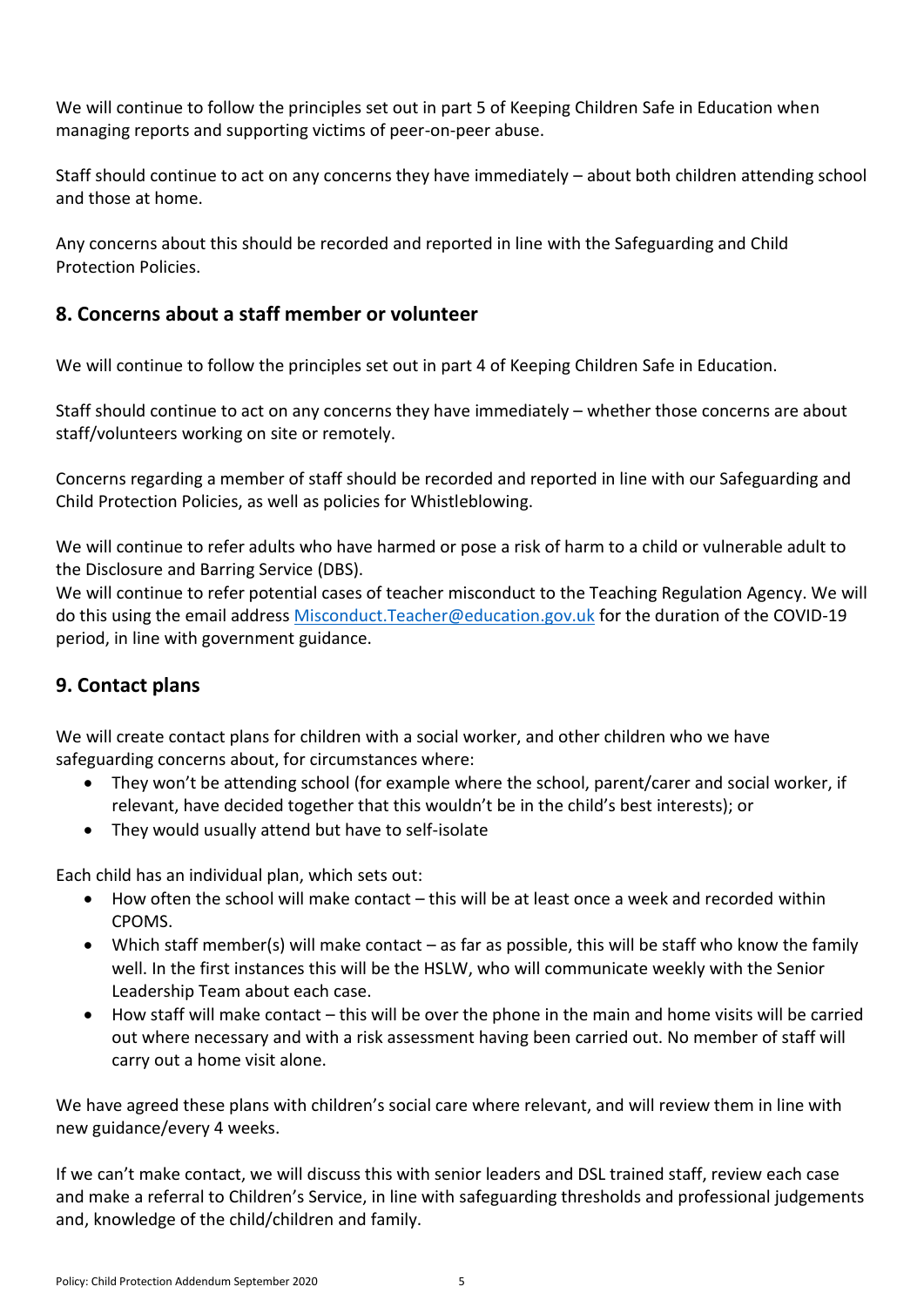We will continue to follow the principles set out in part 5 of Keeping Children Safe in Education when managing reports and supporting victims of peer-on-peer abuse.

Staff should continue to act on any concerns they have immediately – about both children attending school and those at home.

Any concerns about this should be recorded and reported in line with the Safeguarding and Child Protection Policies.

## 8. Concerns about a staff member or volunteer

We will continue to follow the principles set out in part 4 of Keeping Children Safe in Education.

Staff should continue to act on any concerns they have immediately – whether those concerns are about staff/volunteers working on site or remotely.

Concerns regarding a member of staff should be recorded and reported in line with our Safeguarding and Child Protection Policies, as well as policies for Whistleblowing.

We will continue to refer adults who have harmed or pose a risk of harm to a child or vulnerable adult to the Disclosure and Barring Service (DBS).

We will continue to refer potential cases of teacher misconduct to the Teaching Regulation Agency. We will do this using the email address Misconduct.Teacher@education.gov.uk for the duration of the COVID-19 period, in line with government guidance.

## 9. Contact plans

We will create contact plans for children with a social worker, and other children who we have safeguarding concerns about, for circumstances where:

- They won't be attending school (for example where the school, parent/carer and social worker, if relevant, have decided together that this wouldn't be in the child's best interests); or
- They would usually attend but have to self-isolate

Each child has an individual plan, which sets out:

- How often the school will make contact – this will be at least once a week and recorded within CPOMS.
- Which staff member(s) will make contact – as far as possible, this will be staff who know the family well. In the first instances this will be the HSLW, who will communicate weekly with the Senior Leadership Team about each case.
- How staff will make contact – this will be over the phone in the main and home visits will be carried out where necessary and with a risk assessment having been carried out. No member of staff will carry out a home visit alone.

We have agreed these plans with children's social care where relevant, and will review them in line with new guidance/every 4 weeks.

If we can't make contact, we will discuss this with senior leaders and DSL trained staff, review each case and make a referral to Children's Service, in line with safeguarding thresholds and professional judgements and, knowledge of the child/children and family.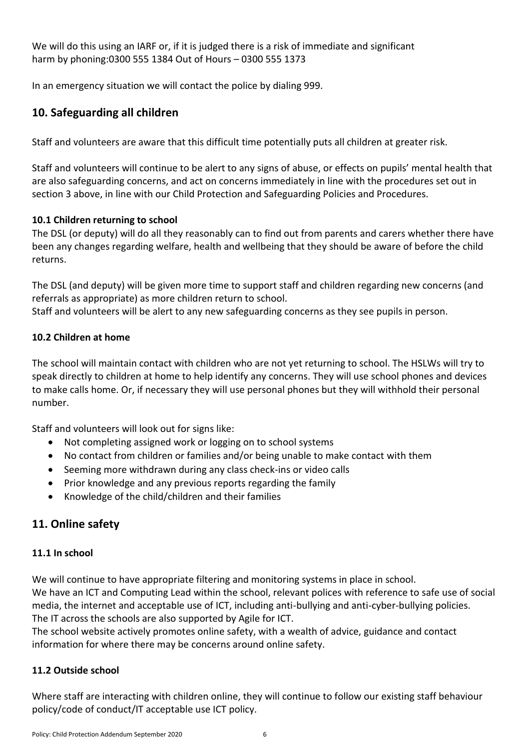We will do this using an IARF or, if it is judged there is a risk of immediate and significant harm by phoning:0300 555 1384 Out of Hours – 0300 555 1373

In an emergency situation we will contact the police by dialing 999.

## 10. Safeguarding all children

Staff and volunteers are aware that this difficult time potentially puts all children at greater risk.

Staff and volunteers will continue to be alert to any signs of abuse, or effects on pupils' mental health that are also safeguarding concerns, and act on concerns immediately in line with the procedures set out in section 3 above, in line with our Child Protection and Safeguarding Policies and Procedures.

### 10.1 Children returning to school

The DSL (or deputy) will do all they reasonably can to find out from parents and carers whether there have been any changes regarding welfare, health and wellbeing that they should be aware of before the child returns.

The DSL (and deputy) will be given more time to support staff and children regarding new concerns (and referrals as appropriate) as more children return to school.
Staff and volunteers will be alert to any new safeguarding concerns as they see pupils in person.

### 10.2 Children at home

The school will maintain contact with children who are not yet returning to school. The HSLWs will try to speak directly to children at home to help identify any concerns. They will use school phones and devices to make calls home. Or, if necessary they will use personal phones but they will withhold their personal number.

Staff and volunteers will look out for signs like:

- Not completing assigned work or logging on to school systems
- No contact from children or families and/or being unable to make contact with them
- Seeming more withdrawn during any class check-ins or video calls
- Prior knowledge and any previous reports regarding the family
- Knowledge of the child/children and their families

## 11. Online safety

### 11.1 In school

We will continue to have appropriate filtering and monitoring systems in place in school.
We have an ICT and Computing Lead within the school, relevant polices with reference to safe use of social media, the internet and acceptable use of ICT, including anti-bullying and anti-cyber-bullying policies.
The IT across the schools are also supported by Agile for ICT.
The school website actively promotes online safety, with a wealth of advice, guidance and contact information for where there may be concerns around online safety.

### 11.2 Outside school

Where staff are interacting with children online, they will continue to follow our existing staff behaviour policy/code of conduct/IT acceptable use ICT policy.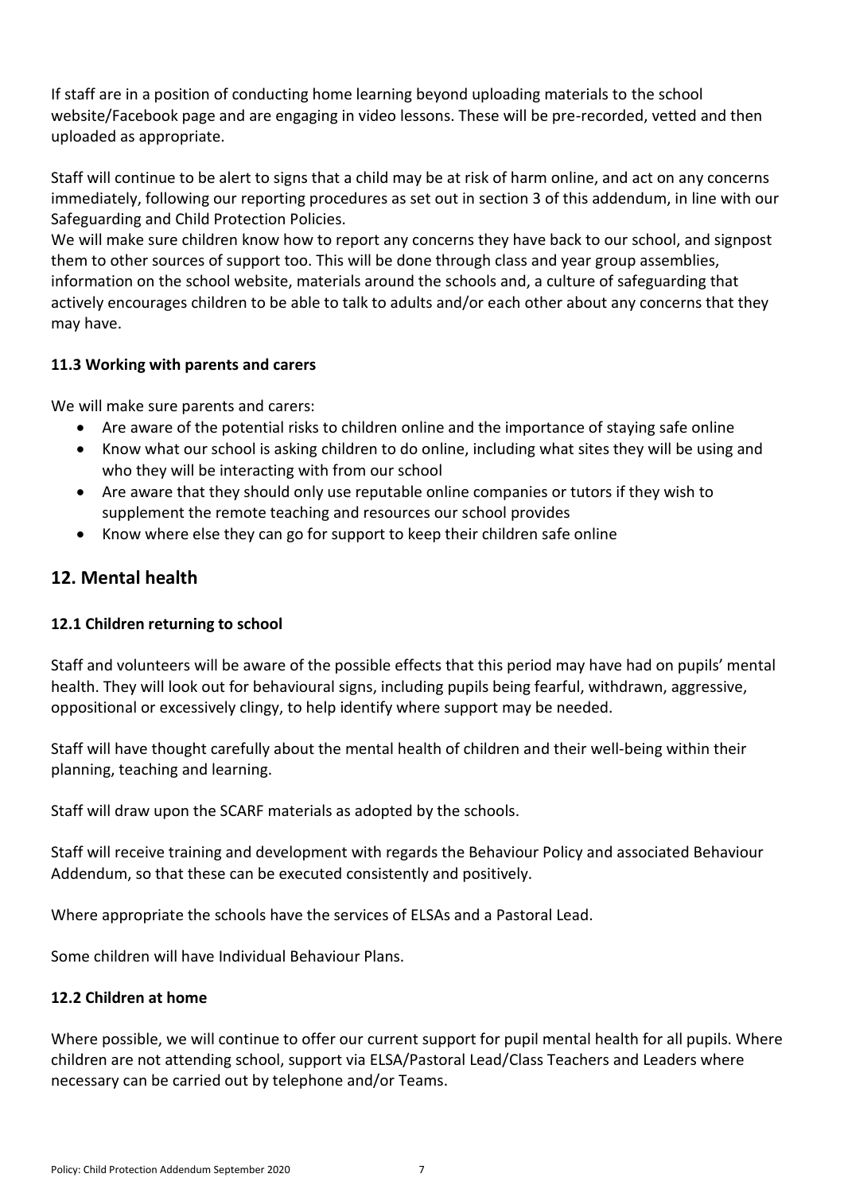If staff are in a position of conducting home learning beyond uploading materials to the school website/Facebook page and are engaging in video lessons. These will be pre-recorded, vetted and then uploaded as appropriate.

Staff will continue to be alert to signs that a child may be at risk of harm online, and act on any concerns immediately, following our reporting procedures as set out in section 3 of this addendum, in line with our Safeguarding and Child Protection Policies.
We will make sure children know how to report any concerns they have back to our school, and signpost them to other sources of support too. This will be done through class and year group assemblies, information on the school website, materials around the schools and, a culture of safeguarding that actively encourages children to be able to talk to adults and/or each other about any concerns that they may have.

### 11.3 Working with parents and carers

We will make sure parents and carers:

- Are aware of the potential risks to children online and the importance of staying safe online
- Know what our school is asking children to do online, including what sites they will be using and who they will be interacting with from our school
- Are aware that they should only use reputable online companies or tutors if they wish to supplement the remote teaching and resources our school provides
- Know where else they can go for support to keep their children safe online

## 12. Mental health

### 12.1 Children returning to school

Staff and volunteers will be aware of the possible effects that this period may have had on pupils' mental health. They will look out for behavioural signs, including pupils being fearful, withdrawn, aggressive, oppositional or excessively clingy, to help identify where support may be needed.

Staff will have thought carefully about the mental health of children and their well-being within their planning, teaching and learning.

Staff will draw upon the SCARF materials as adopted by the schools.

Staff will receive training and development with regards the Behaviour Policy and associated Behaviour Addendum, so that these can be executed consistently and positively.

Where appropriate the schools have the services of ELSAs and a Pastoral Lead.

Some children will have Individual Behaviour Plans.

### 12.2 Children at home

Where possible, we will continue to offer our current support for pupil mental health for all pupils. Where children are not attending school, support via ELSA/Pastoral Lead/Class Teachers and Leaders where necessary can be carried out by telephone and/or Teams.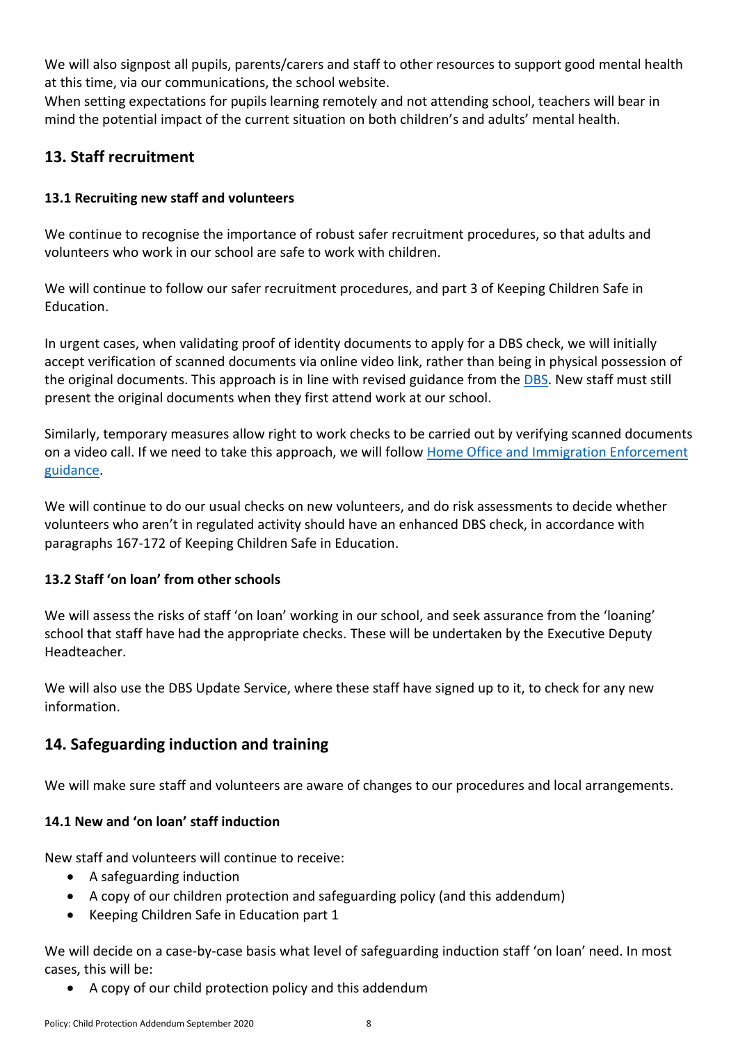We will also signpost all pupils, parents/carers and staff to other resources to support good mental health at this time, via our communications, the school website.
When setting expectations for pupils learning remotely and not attending school, teachers will bear in mind the potential impact of the current situation on both children's and adults' mental health.

## 13. Staff recruitment

### 13.1 Recruiting new staff and volunteers

We continue to recognise the importance of robust safer recruitment procedures, so that adults and volunteers who work in our school are safe to work with children.

We will continue to follow our safer recruitment procedures, and part 3 of Keeping Children Safe in Education.

In urgent cases, when validating proof of identity documents to apply for a DBS check, we will initially accept verification of scanned documents via online video link, rather than being in physical possession of the original documents. This approach is in line with revised guidance from the DBS. New staff must still present the original documents when they first attend work at our school.

Similarly, temporary measures allow right to work checks to be carried out by verifying scanned documents on a video call. If we need to take this approach, we will follow Home Office and Immigration Enforcement guidance.

We will continue to do our usual checks on new volunteers, and do risk assessments to decide whether volunteers who aren't in regulated activity should have an enhanced DBS check, in accordance with paragraphs 167-172 of Keeping Children Safe in Education.

### 13.2 Staff 'on loan' from other schools

We will assess the risks of staff 'on loan' working in our school, and seek assurance from the 'loaning' school that staff have had the appropriate checks. These will be undertaken by the Executive Deputy Headteacher.

We will also use the DBS Update Service, where these staff have signed up to it, to check for any new information.

## 14. Safeguarding induction and training

We will make sure staff and volunteers are aware of changes to our procedures and local arrangements.

### 14.1 New and 'on loan' staff induction

New staff and volunteers will continue to receive:

- A safeguarding induction
- A copy of our children protection and safeguarding policy (and this addendum)
- Keeping Children Safe in Education part 1

We will decide on a case-by-case basis what level of safeguarding induction staff 'on loan' need. In most cases, this will be:

- A copy of our child protection policy and this addendum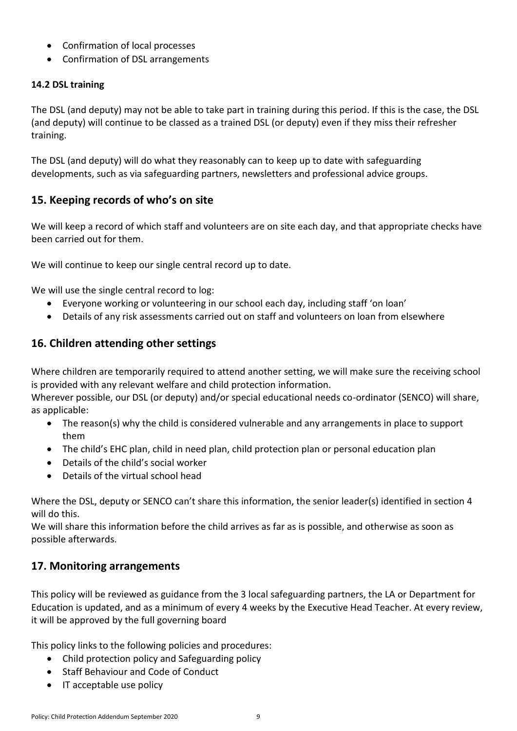- Confirmation of local processes
- Confirmation of DSL arrangements

### 14.2 DSL training

The DSL (and deputy) may not be able to take part in training during this period. If this is the case, the DSL (and deputy) will continue to be classed as a trained DSL (or deputy) even if they miss their refresher training.

The DSL (and deputy) will do what they reasonably can to keep up to date with safeguarding developments, such as via safeguarding partners, newsletters and professional advice groups.

## 15. Keeping records of who's on site

We will keep a record of which staff and volunteers are on site each day, and that appropriate checks have been carried out for them.

We will continue to keep our single central record up to date.

We will use the single central record to log:

- Everyone working or volunteering in our school each day, including staff 'on loan'
- Details of any risk assessments carried out on staff and volunteers on loan from elsewhere

## 16. Children attending other settings

Where children are temporarily required to attend another setting, we will make sure the receiving school is provided with any relevant welfare and child protection information.
Wherever possible, our DSL (or deputy) and/or special educational needs co-ordinator (SENCO) will share, as applicable:

- The reason(s) why the child is considered vulnerable and any arrangements in place to support them
- The child's EHC plan, child in need plan, child protection plan or personal education plan
- Details of the child's social worker
- Details of the virtual school head

Where the DSL, deputy or SENCO can't share this information, the senior leader(s) identified in section 4 will do this.
We will share this information before the child arrives as far as is possible, and otherwise as soon as possible afterwards.

## 17. Monitoring arrangements

This policy will be reviewed as guidance from the 3 local safeguarding partners, the LA or Department for Education is updated, and as a minimum of every 4 weeks by the Executive Head Teacher. At every review, it will be approved by the full governing board

This policy links to the following policies and procedures:

- Child protection policy and Safeguarding policy
- Staff Behaviour and Code of Conduct
- IT acceptable use policy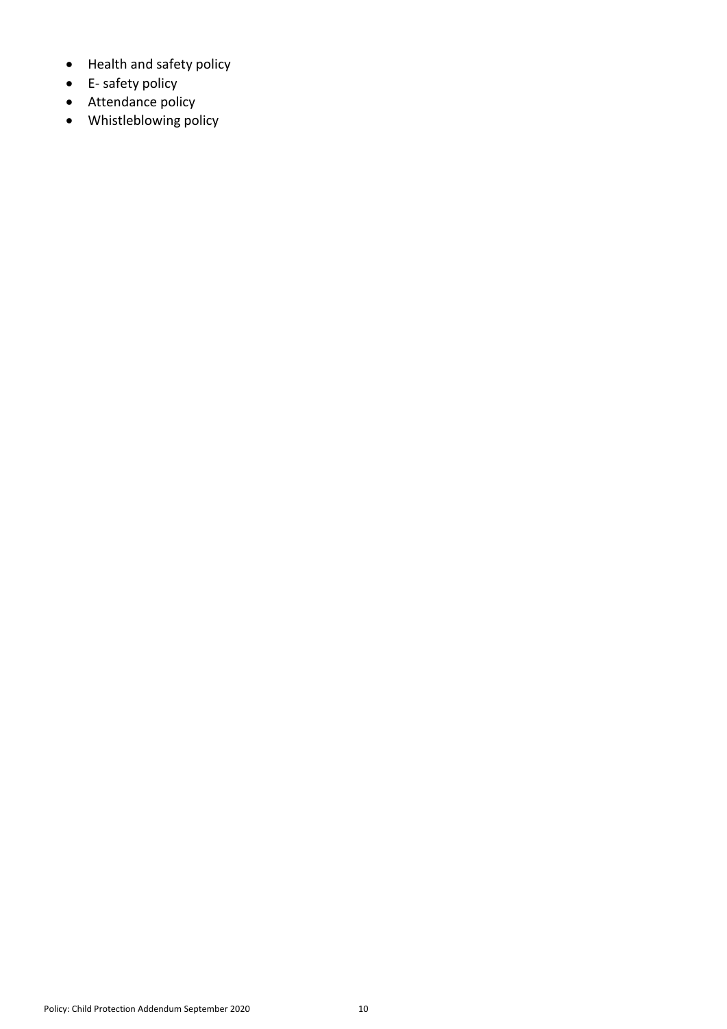- Health and safety policy
- E- safety policy
- Attendance policy
- Whistleblowing policy